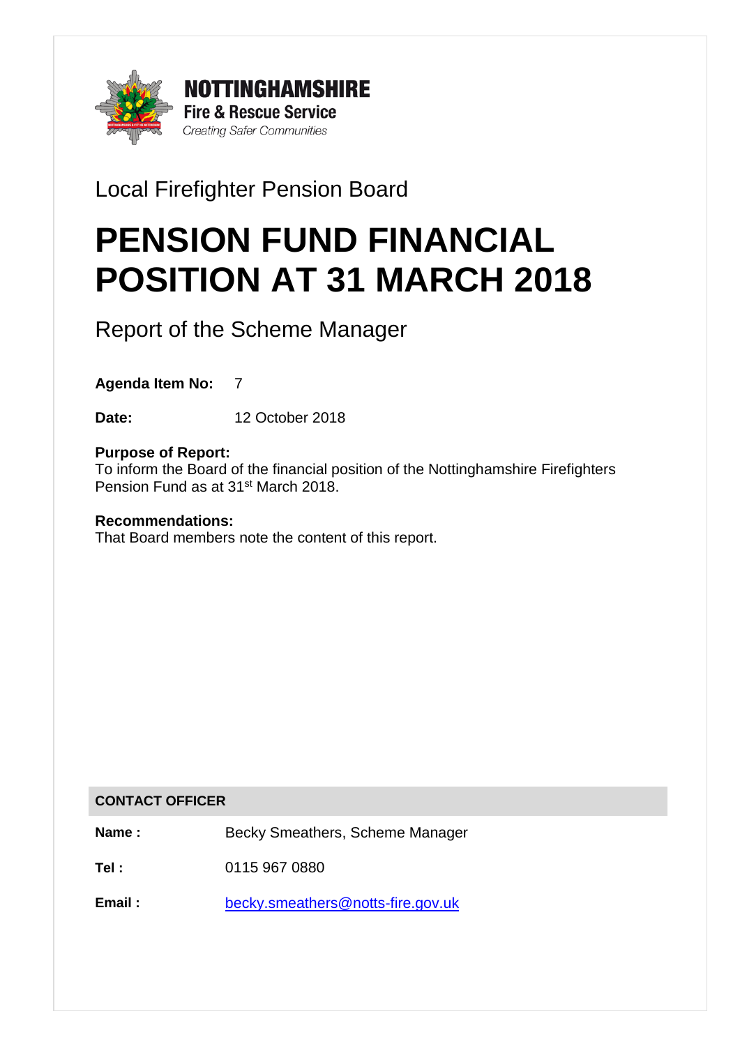**NOTTINGHAMSHIRE**
**Fire & Rescue Service**
*Creating Safer Communities*

Local Firefighter Pension Board

# PENSION FUND FINANCIAL POSITION AT 31 MARCH 2018

Report of the Scheme Manager

**Agenda Item No:** 7

**Date:** 12 October 2018

**Purpose of Report:**
To inform the Board of the financial position of the Nottinghamshire Firefighters Pension Fund as at 31st March 2018.

**Recommendations:**
That Board members note the content of this report.

| **CONTACT OFFICER** | |
|---|---|
| **Name :** | Becky Smeathers, Scheme Manager |
| **Tel :** | 0115 967 0880 |
| **Email :** | becky.smeathers@notts-fire.gov.uk |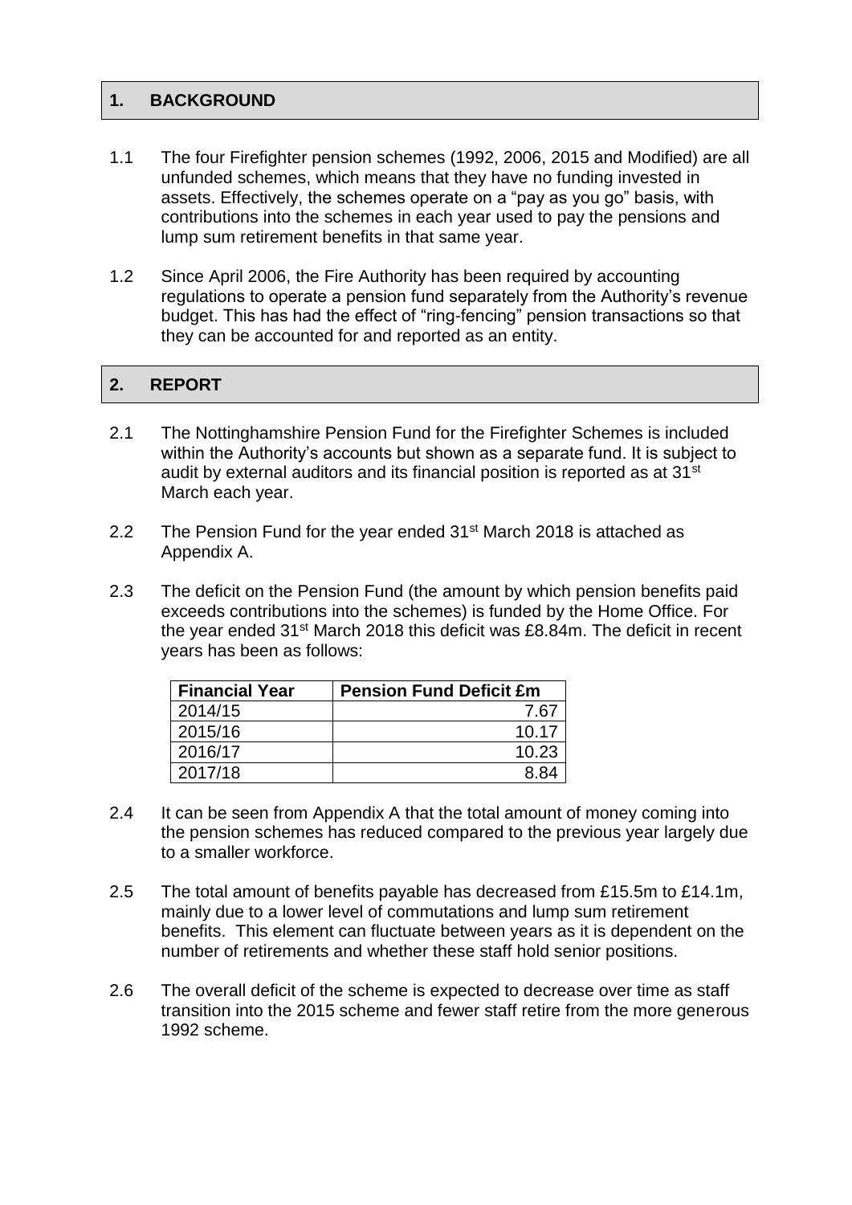## 1. BACKGROUND

1.1 The four Firefighter pension schemes (1992, 2006, 2015 and Modified) are all unfunded schemes, which means that they have no funding invested in assets. Effectively, the schemes operate on a "pay as you go" basis, with contributions into the schemes in each year used to pay the pensions and lump sum retirement benefits in that same year.

1.2 Since April 2006, the Fire Authority has been required by accounting regulations to operate a pension fund separately from the Authority's revenue budget. This has had the effect of "ring-fencing" pension transactions so that they can be accounted for and reported as an entity.

## 2. REPORT

2.1 The Nottinghamshire Pension Fund for the Firefighter Schemes is included within the Authority's accounts but shown as a separate fund. It is subject to audit by external auditors and its financial position is reported as at 31st March each year.

2.2 The Pension Fund for the year ended 31st March 2018 is attached as Appendix A.

2.3 The deficit on the Pension Fund (the amount by which pension benefits paid exceeds contributions into the schemes) is funded by the Home Office. For the year ended 31st March 2018 this deficit was £8.84m. The deficit in recent years has been as follows:

| Financial Year | Pension Fund Deficit £m |
|---|---:|
| 2014/15 | 7.67 |
| 2015/16 | 10.17 |
| 2016/17 | 10.23 |
| 2017/18 | 8.84 |

2.4 It can be seen from Appendix A that the total amount of money coming into the pension schemes has reduced compared to the previous year largely due to a smaller workforce.

2.5 The total amount of benefits payable has decreased from £15.5m to £14.1m, mainly due to a lower level of commutations and lump sum retirement benefits. This element can fluctuate between years as it is dependent on the number of retirements and whether these staff hold senior positions.

2.6 The overall deficit of the scheme is expected to decrease over time as staff transition into the 2015 scheme and fewer staff retire from the more generous 1992 scheme.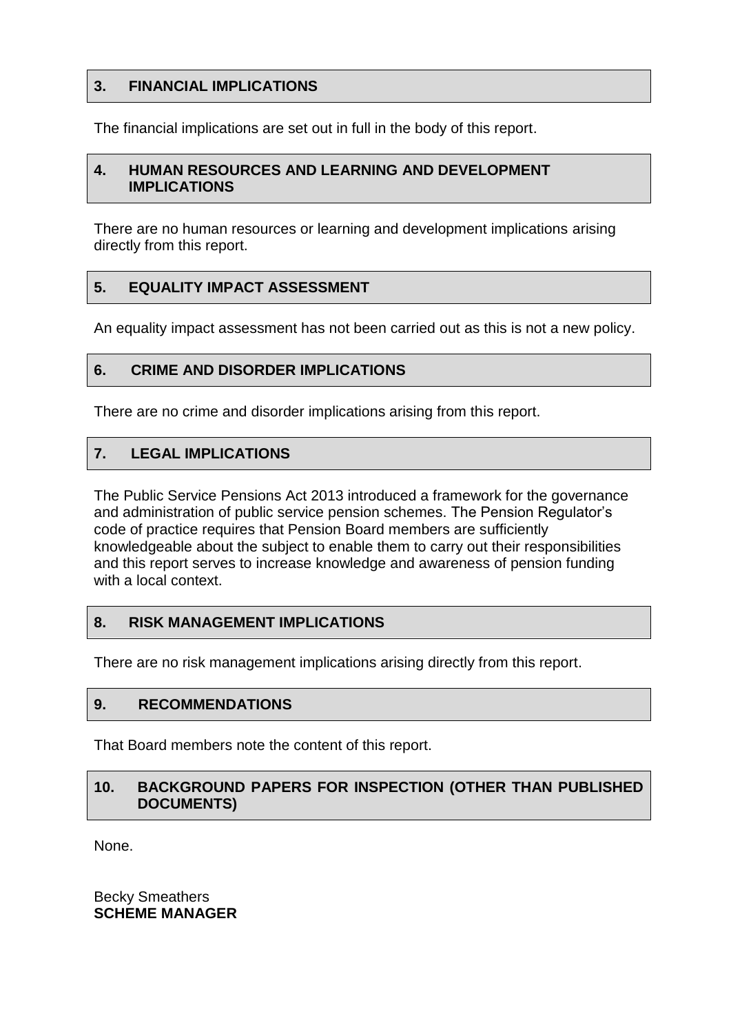## 3. FINANCIAL IMPLICATIONS

The financial implications are set out in full in the body of this report.

## 4. HUMAN RESOURCES AND LEARNING AND DEVELOPMENT IMPLICATIONS

There are no human resources or learning and development implications arising directly from this report.

## 5. EQUALITY IMPACT ASSESSMENT

An equality impact assessment has not been carried out as this is not a new policy.

## 6. CRIME AND DISORDER IMPLICATIONS

There are no crime and disorder implications arising from this report.

## 7. LEGAL IMPLICATIONS

The Public Service Pensions Act 2013 introduced a framework for the governance and administration of public service pension schemes. The Pension Regulator's code of practice requires that Pension Board members are sufficiently knowledgeable about the subject to enable them to carry out their responsibilities and this report serves to increase knowledge and awareness of pension funding with a local context.

## 8. RISK MANAGEMENT IMPLICATIONS

There are no risk management implications arising directly from this report.

## 9. RECOMMENDATIONS

That Board members note the content of this report.

## 10. BACKGROUND PAPERS FOR INSPECTION (OTHER THAN PUBLISHED DOCUMENTS)

None.

Becky Smeathers
**SCHEME MANAGER**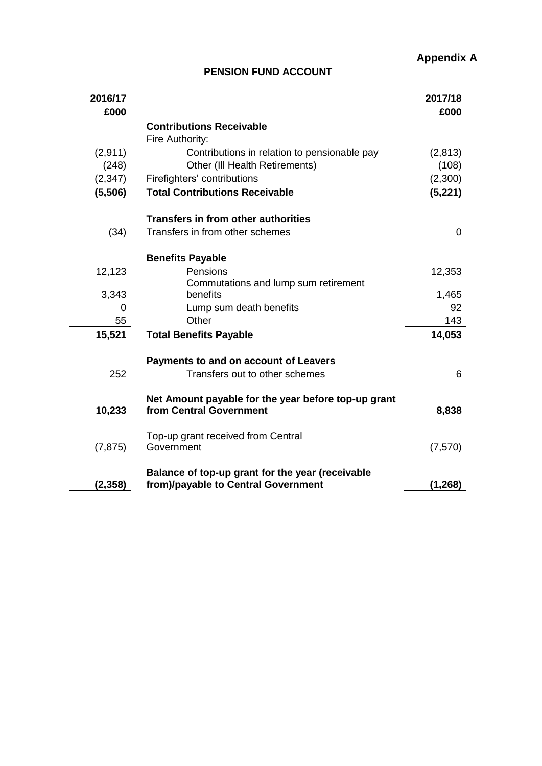**Appendix A**

# PENSION FUND ACCOUNT

| 2016/17 £000 | | 2017/18 £000 |
|---|---|---|
| | **Contributions Receivable** | |
| | Fire Authority: | |
| (2,911) | Contributions in relation to pensionable pay | (2,813) |
| (248) | Other (Ill Health Retirements) | (108) |
| (2,347) | Firefighters' contributions | (2,300) |
| **(5,506)** | **Total Contributions Receivable** | **(5,221)** |
| | **Transfers in from other authorities** | |
| (34) | Transfers in from other schemes | 0 |
| | **Benefits Payable** | |
| 12,123 | Pensions | 12,353 |
| 3,343 | Commutations and lump sum retirement benefits | 1,465 |
| 0 | Lump sum death benefits | 92 |
| 55 | Other | 143 |
| **15,521** | **Total Benefits Payable** | **14,053** |
| | **Payments to and on account of Leavers** | |
| 252 | Transfers out to other schemes | 6 |
| **10,233** | **Net Amount payable for the year before top-up grant from Central Government** | **8,838** |
| (7,875) | Top-up grant received from Central Government | (7,570) |
| **(2,358)** | **Balance of top-up grant for the year (receivable from)/payable to Central Government** | **(1,268)** |